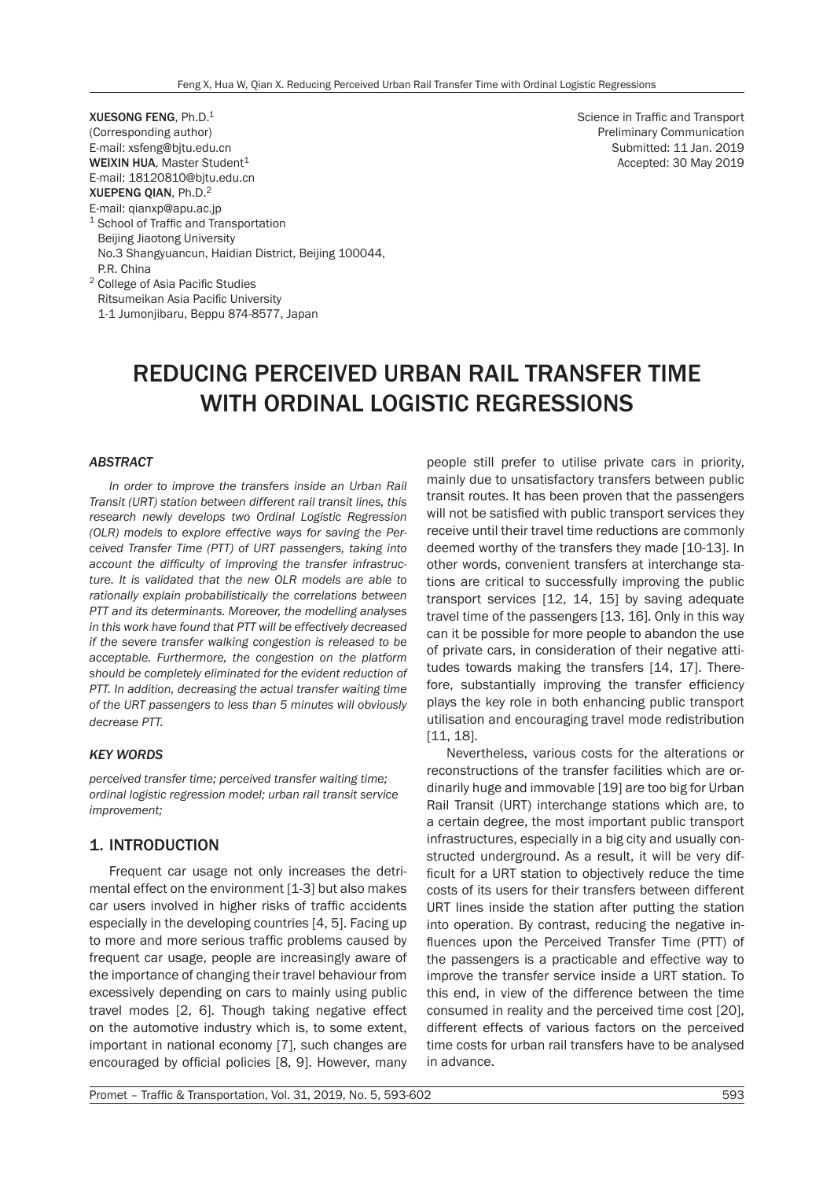**XUESONG FENG**, Ph.D.[1]
(Corresponding author)
E-mail: xsfeng@bjtu.edu.cn
**WEIXIN HUA**, Master Student[1]
E-mail: 18120810@bjtu.edu.cn
**XUEPENG QIAN**, Ph.D.[2]
E-mail: qianxp@apu.ac.jp
[1] School of Traffic and Transportation
Beijing Jiaotong University
No.3 Shangyuancun, Haidian District, Beijing 100044, P.R. China
[2] College of Asia Pacific Studies
Ritsumeikan Asia Pacific University
1-1 Jumonjibaru, Beppu 874-8577, Japan

Science in Traffic and Transport
Preliminary Communication
Submitted: 11 Jan. 2019
Accepted: 30 May 2019

# REDUCING PERCEIVED URBAN RAIL TRANSFER TIME WITH ORDINAL LOGISTIC REGRESSIONS

## ABSTRACT

*In order to improve the transfers inside an Urban Rail Transit (URT) station between different rail transit lines, this research newly develops two Ordinal Logistic Regression (OLR) models to explore effective ways for saving the Perceived Transfer Time (PTT) of URT passengers, taking into account the difficulty of improving the transfer infrastructure. It is validated that the new OLR models are able to rationally explain probabilistically the correlations between PTT and its determinants. Moreover, the modelling analyses in this work have found that PTT will be effectively decreased if the severe transfer walking congestion is released to be acceptable. Furthermore, the congestion on the platform should be completely eliminated for the evident reduction of PTT. In addition, decreasing the actual transfer waiting time of the URT passengers to less than 5 minutes will obviously decrease PTT.*

## KEY WORDS

*perceived transfer time; perceived transfer waiting time; ordinal logistic regression model; urban rail transit service improvement;*

## 1. INTRODUCTION

Frequent car usage not only increases the detrimental effect on the environment [1-3] but also makes car users involved in higher risks of traffic accidents especially in the developing countries [4, 5]. Facing up to more and more serious traffic problems caused by frequent car usage, people are increasingly aware of the importance of changing their travel behaviour from excessively depending on cars to mainly using public travel modes [2, 6]. Though taking negative effect on the automotive industry which is, to some extent, important in national economy [7], such changes are encouraged by official policies [8, 9]. However, many people still prefer to utilise private cars in priority, mainly due to unsatisfactory transfers between public transit routes. It has been proven that the passengers will not be satisfied with public transport services they receive until their travel time reductions are commonly deemed worthy of the transfers they made [10-13]. In other words, convenient transfers at interchange stations are critical to successfully improving the public transport services [12, 14, 15] by saving adequate travel time of the passengers [13, 16]. Only in this way can it be possible for more people to abandon the use of private cars, in consideration of their negative attitudes towards making the transfers [14, 17]. Therefore, substantially improving the transfer efficiency plays the key role in both enhancing public transport utilisation and encouraging travel mode redistribution [11, 18].

Nevertheless, various costs for the alterations or reconstructions of the transfer facilities which are ordinarily huge and immovable [19] are too big for Urban Rail Transit (URT) interchange stations which are, to a certain degree, the most important public transport infrastructures, especially in a big city and usually constructed underground. As a result, it will be very difficult for a URT station to objectively reduce the time costs of its users for their transfers between different URT lines inside the station after putting the station into operation. By contrast, reducing the negative influences upon the Perceived Transfer Time (PTT) of the passengers is a practicable and effective way to improve the transfer service inside a URT station. To this end, in view of the difference between the time consumed in reality and the perceived time cost [20], different effects of various factors on the perceived time costs for urban rail transfers have to be analysed in advance.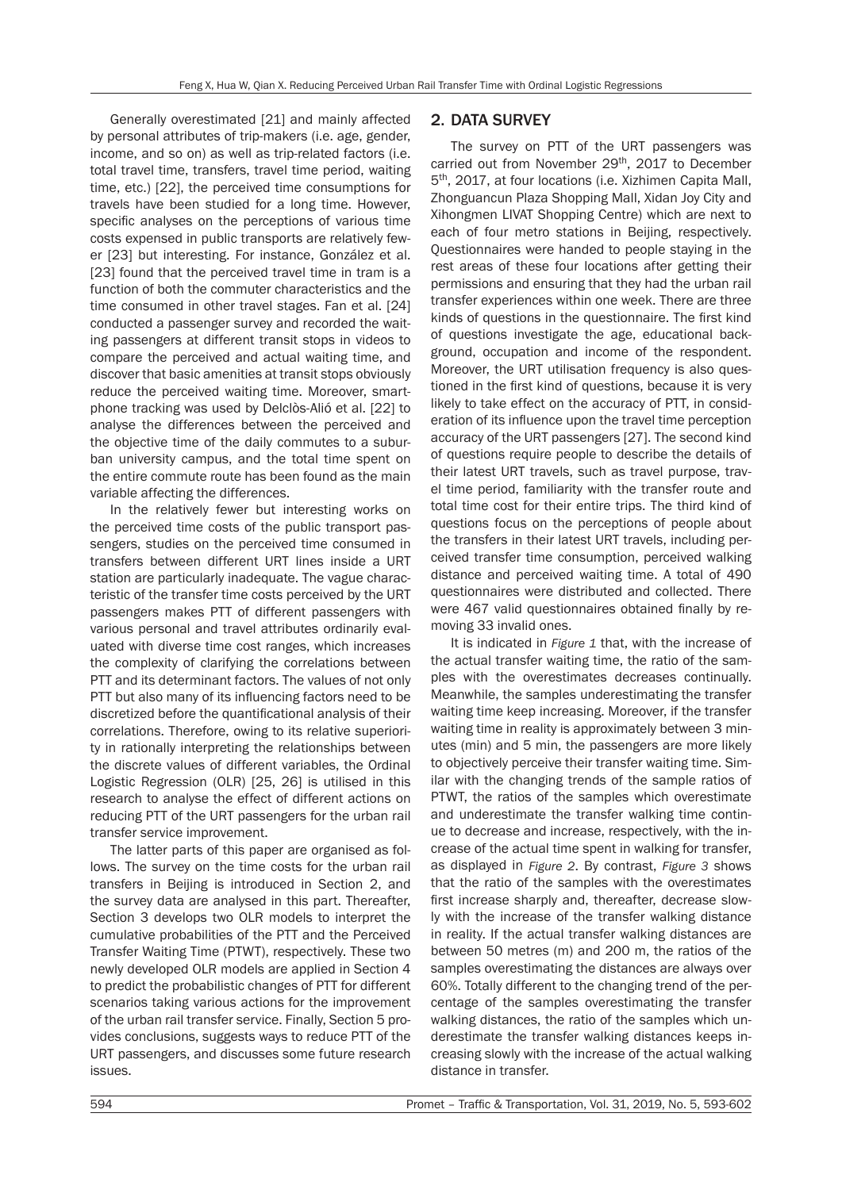Generally overestimated [21] and mainly affected by personal attributes of trip-makers (i.e. age, gender, income, and so on) as well as trip-related factors (i.e. total travel time, transfers, travel time period, waiting time, etc.) [22], the perceived time consumptions for travels have been studied for a long time. However, specific analyses on the perceptions of various time costs expensed in public transports are relatively fewer [23] but interesting. For instance, González et al. [23] found that the perceived travel time in tram is a function of both the commuter characteristics and the time consumed in other travel stages. Fan et al. [24] conducted a passenger survey and recorded the waiting passengers at different transit stops in videos to compare the perceived and actual waiting time, and discover that basic amenities at transit stops obviously reduce the perceived waiting time. Moreover, smartphone tracking was used by Delclòs-Alió et al. [22] to analyse the differences between the perceived and the objective time of the daily commutes to a suburban university campus, and the total time spent on the entire commute route has been found as the main variable affecting the differences.

In the relatively fewer but interesting works on the perceived time costs of the public transport passengers, studies on the perceived time consumed in transfers between different URT lines inside a URT station are particularly inadequate. The vague characteristic of the transfer time costs perceived by the URT passengers makes PTT of different passengers with various personal and travel attributes ordinarily evaluated with diverse time cost ranges, which increases the complexity of clarifying the correlations between PTT and its determinant factors. The values of not only PTT but also many of its influencing factors need to be discretized before the quantificational analysis of their correlations. Therefore, owing to its relative superiority in rationally interpreting the relationships between the discrete values of different variables, the Ordinal Logistic Regression (OLR) [25, 26] is utilised in this research to analyse the effect of different actions on reducing PTT of the URT passengers for the urban rail transfer service improvement.

The latter parts of this paper are organised as follows. The survey on the time costs for the urban rail transfers in Beijing is introduced in Section 2, and the survey data are analysed in this part. Thereafter, Section 3 develops two OLR models to interpret the cumulative probabilities of the PTT and the Perceived Transfer Waiting Time (PTWT), respectively. These two newly developed OLR models are applied in Section 4 to predict the probabilistic changes of PTT for different scenarios taking various actions for the improvement of the urban rail transfer service. Finally, Section 5 provides conclusions, suggests ways to reduce PTT of the URT passengers, and discusses some future research issues.

## 2. DATA SURVEY

The survey on PTT of the URT passengers was carried out from November 29th, 2017 to December 5th, 2017, at four locations (i.e. Xizhimen Capita Mall, Zhonguancun Plaza Shopping Mall, Xidan Joy City and Xihongmen LIVAT Shopping Centre) which are next to each of four metro stations in Beijing, respectively. Questionnaires were handed to people staying in the rest areas of these four locations after getting their permissions and ensuring that they had the urban rail transfer experiences within one week. There are three kinds of questions in the questionnaire. The first kind of questions investigate the age, educational background, occupation and income of the respondent. Moreover, the URT utilisation frequency is also questioned in the first kind of questions, because it is very likely to take effect on the accuracy of PTT, in consideration of its influence upon the travel time perception accuracy of the URT passengers [27]. The second kind of questions require people to describe the details of their latest URT travels, such as travel purpose, travel time period, familiarity with the transfer route and total time cost for their entire trips. The third kind of questions focus on the perceptions of people about the transfers in their latest URT travels, including perceived transfer time consumption, perceived walking distance and perceived waiting time. A total of 490 questionnaires were distributed and collected. There were 467 valid questionnaires obtained finally by removing 33 invalid ones.

It is indicated in *Figure 1* that, with the increase of the actual transfer waiting time, the ratio of the samples with the overestimates decreases continually. Meanwhile, the samples underestimating the transfer waiting time keep increasing. Moreover, if the transfer waiting time in reality is approximately between 3 minutes (min) and 5 min, the passengers are more likely to objectively perceive their transfer waiting time. Similar with the changing trends of the sample ratios of PTWT, the ratios of the samples which overestimate and underestimate the transfer walking time continue to decrease and increase, respectively, with the increase of the actual time spent in walking for transfer, as displayed in *Figure 2*. By contrast, *Figure 3* shows that the ratio of the samples with the overestimates first increase sharply and, thereafter, decrease slowly with the increase of the transfer walking distance in reality. If the actual transfer walking distances are between 50 metres (m) and 200 m, the ratios of the samples overestimating the distances are always over 60%. Totally different to the changing trend of the percentage of the samples overestimating the transfer walking distances, the ratio of the samples which underestimate the transfer walking distances keeps increasing slowly with the increase of the actual walking distance in transfer.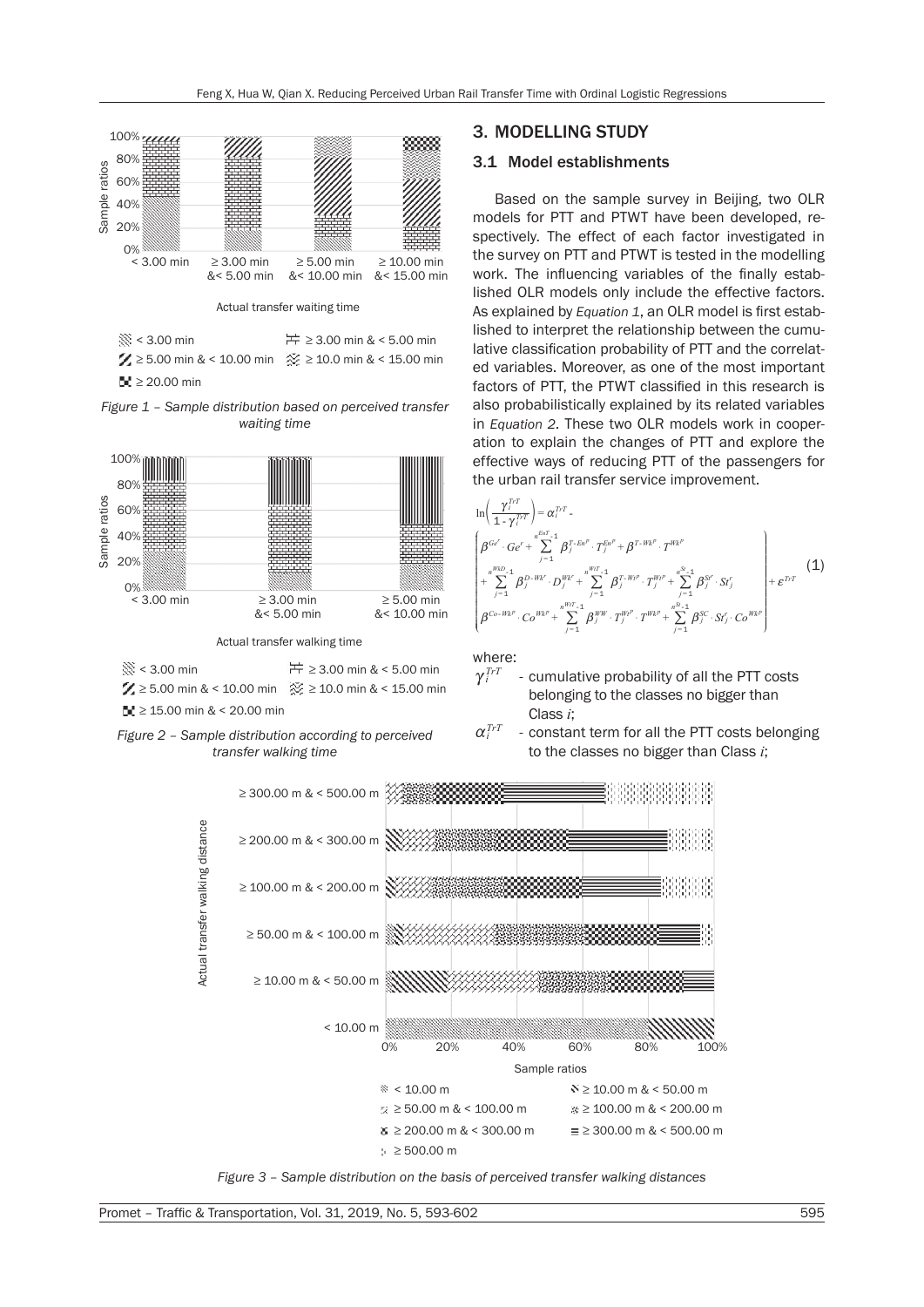*Figure 1 – Sample distribution based on perceived transfer waiting time*

*Figure 2 – Sample distribution according to perceived transfer walking time*

## 3. MODELLING STUDY

### 3.1 Model establishments

Based on the sample survey in Beijing, two OLR models for PTT and PTWT have been developed, respectively. The effect of each factor investigated in the survey on PTT and PTWT is tested in the modelling work. The influencing variables of the finally established OLR models only include the effective factors. As explained by *Equation 1*, an OLR model is first established to interpret the relationship between the cumulative classification probability of PTT and the correlated variables. Moreover, as one of the most important factors of PTT, the PTWT classified in this research is also probabilistically explained by its related variables in *Equation 2*. These two OLR models work in cooperation to explain the changes of PTT and explore the effective ways of reducing PTT of the passengers for the urban rail transfer service improvement.

$$\ln\left(\frac{\gamma_i^{TrT}}{1-\gamma_i^{TrT}}\right) = \alpha_i^{TrT} - \left(\begin{array}{l} \beta^{Ge^r} \cdot Ge^r + \sum_{j=1}^{n^{EnT}-1} \beta_j^{T-En^p} \cdot T_j^{En^p} + \beta^{T-Wk^p} \cdot T^{Wk^p} \\ + \sum_{j=1}^{n^{WkD}-1} \beta_j^{D-Wk^r} \cdot D_j^{Wk^r} + \sum_{j=1}^{n^{WtT}-1} \beta_j^{T-Wt^p} \cdot T_j^{Wt^p} + \sum_{j=1}^{n^{St}-1} \beta_j^{St^r} \cdot St_j^r \\ \beta^{Co-Wk^p} \cdot Co^{Wk^p} + \sum_{j=1}^{n^{WtT}-1} \beta_j^{WW} \cdot T_j^{Wt^p} \cdot T^{Wk^p} + \sum_{j=1}^{n^{St}-1} \beta_j^{SC} \cdot St_j^r \cdot Co^{Wk^p} \end{array}\right) + \varepsilon^{TrT} \quad (1)$$

where:

$\gamma_i^{TrT}$ - cumulative probability of all the PTT costs belonging to the classes no bigger than Class *i*;

$\alpha_i^{TrT}$ - constant term for all the PTT costs belonging to the classes no bigger than Class *i*;

*Figure 3 – Sample distribution on the basis of perceived transfer walking distances*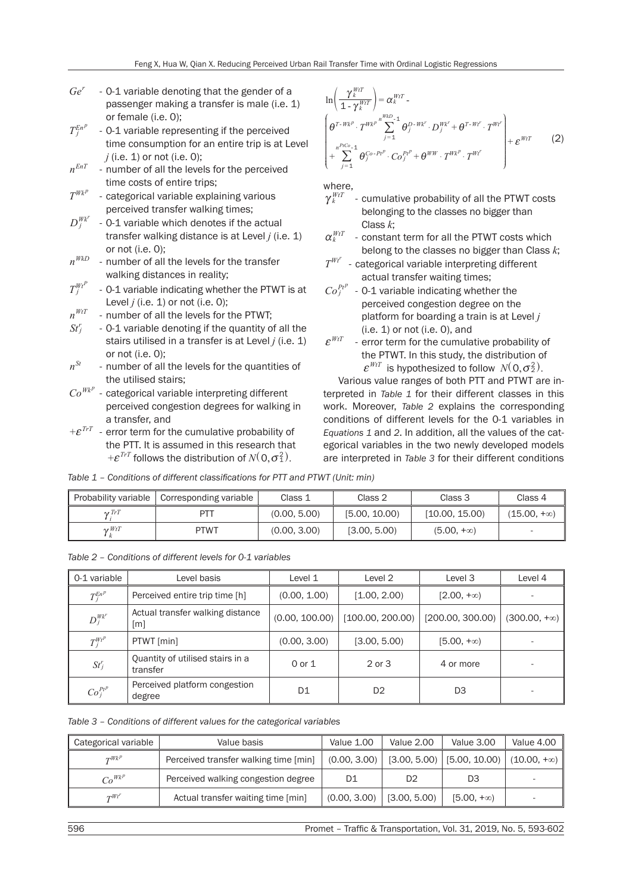$Ge^r$ - 0-1 variable denoting that the gender of a passenger making a transfer is male (i.e. 1) or female (i.e. 0);

$T_j^{En^p}$ - 0-1 variable representing if the perceived time consumption for an entire trip is at Level $j$ (i.e. 1) or not (i.e. 0);

$n^{EnT}$ - number of all the levels for the perceived time costs of entire trips;

$T^{Wk^p}$ - categorical variable explaining various perceived transfer walking times;

$D_j^{Wk^r}$ - 0-1 variable which denotes if the actual transfer walking distance is at Level $j$ (i.e. 1) or not (i.e. 0);

$n^{WkD}$ - number of all the levels for the transfer walking distances in reality;

$T_j^{Wt^p}$ - 0-1 variable indicating whether the PTWT is at Level $j$ (i.e. 1) or not (i.e. 0);

$n^{WtT}$ - number of all the levels for the PTWT;

$St_j^r$ - 0-1 variable denoting if the quantity of all the stairs utilised in a transfer is at Level $j$ (i.e. 1) or not (i.e. 0);

$n^{St}$ - number of all the levels for the quantities of the utilised stairs;

$Co^{Wk^p}$ - categorical variable interpreting different perceived congestion degrees for walking in a transfer, and

$+\varepsilon^{TrT}$ - error term for the cumulative probability of the PTT. It is assumed in this research that $+\varepsilon^{TrT}$ follows the distribution of $N(0,\sigma_1^2)$.

$$\ln\left(\frac{\gamma_k^{WtT}}{1-\gamma_k^{WtT}}\right)=\alpha_k^{WtT}-\left(\begin{array}{l}\theta^{T\text{-}Wk^p}\cdot T^{Wk^p}\sum_{j=1}^{n^{WkD}-1}\theta_j^{D\text{-}Wk^r}\cdot D_j^{Wk^r}+\theta^{T\text{-}Wt^r}\cdot T^{Wt^r}\\+\sum_{j=1}^{n^{PtCo}-1}\theta_j^{Co\text{-}Pt^p}\cdot Co_j^{Pt^p}+\theta^{WW}\cdot T^{Wk^p}\cdot T^{Wt^r}\end{array}\right)+\varepsilon^{WtT} \quad (2)$$

where,

$\gamma_k^{WtT}$ - cumulative probability of all the PTWT costs belonging to the classes no bigger than Class $k$;

$\alpha_k^{WtT}$ - constant term for all the PTWT costs which belong to the classes no bigger than Class $k$;

$T^{Wt^r}$ - categorical variable interpreting different actual transfer waiting times;

$Co_j^{Pt^p}$ - 0-1 variable indicating whether the perceived congestion degree on the platform for boarding a train is at Level $j$ (i.e. 1) or not (i.e. 0), and

$\varepsilon^{WtT}$ - error term for the cumulative probability of the PTWT. In this study, the distribution of $\varepsilon^{WtT}$ is hypothesized to follow $N(0,\sigma_2^2)$.

Various value ranges of both PTT and PTWT are interpreted in *Table 1* for their different classes in this work. Moreover, *Table 2* explains the corresponding conditions of different levels for the 0-1 variables in *Equations 1* and *2*. In addition, all the values of the categorical variables in the two newly developed models are interpreted in *Table 3* for their different conditions

*Table 1 – Conditions of different classifications for PTT and PTWT (Unit: min)*

| Probability variable | Corresponding variable | Class 1 | Class 2 | Class 3 | Class 4 |
|---|---|---|---|---|---|
| $\gamma_i^{TrT}$ | PTT | (0.00, 5.00) | [5.00, 10.00) | [10.00, 15.00) | (15.00, +∞) |
| $\gamma_k^{WtT}$ | PTWT | (0.00, 3.00) | [3.00, 5.00) | (5.00, +∞) | - |

*Table 2 – Conditions of different levels for 0-1 variables*

| 0-1 variable | Level basis | Level 1 | Level 2 | Level 3 | Level 4 |
|---|---|---|---|---|---|
| $T_j^{En^p}$ | Perceived entire trip time [h] | (0.00, 1.00) | [1.00, 2.00) | [2.00, +∞) | - |
| $D_j^{Wk^r}$ | Actual transfer walking distance [m] | (0.00, 100.00) | [100.00, 200.00) | [200.00, 300.00) | (300.00, +∞) |
| $T_j^{Wt^p}$ | PTWT [min] | (0.00, 3.00) | [3.00, 5.00) | [5.00, +∞) | - |
| $St_j^r$ | Quantity of utilised stairs in a transfer | 0 or 1 | 2 or 3 | 4 or more | - |
| $Co_j^{Pt^p}$ | Perceived platform congestion degree | D1 | D2 | D3 | - |

*Table 3 – Conditions of different values for the categorical variables*

| Categorical variable | Value basis | Value 1.00 | Value 2.00 | Value 3.00 | Value 4.00 |
|---|---|---|---|---|---|
| $T^{Wk^p}$ | Perceived transfer walking time [min] | (0.00, 3.00) | [3.00, 5.00) | [5.00, 10.00) | (10.00, +∞) |
| $Co^{Wk^p}$ | Perceived walking congestion degree | D1 | D2 | D3 | - |
| $T^{Wt^r}$ | Actual transfer waiting time [min] | (0.00, 3.00) | [3.00, 5.00) | [5.00, +∞) | - |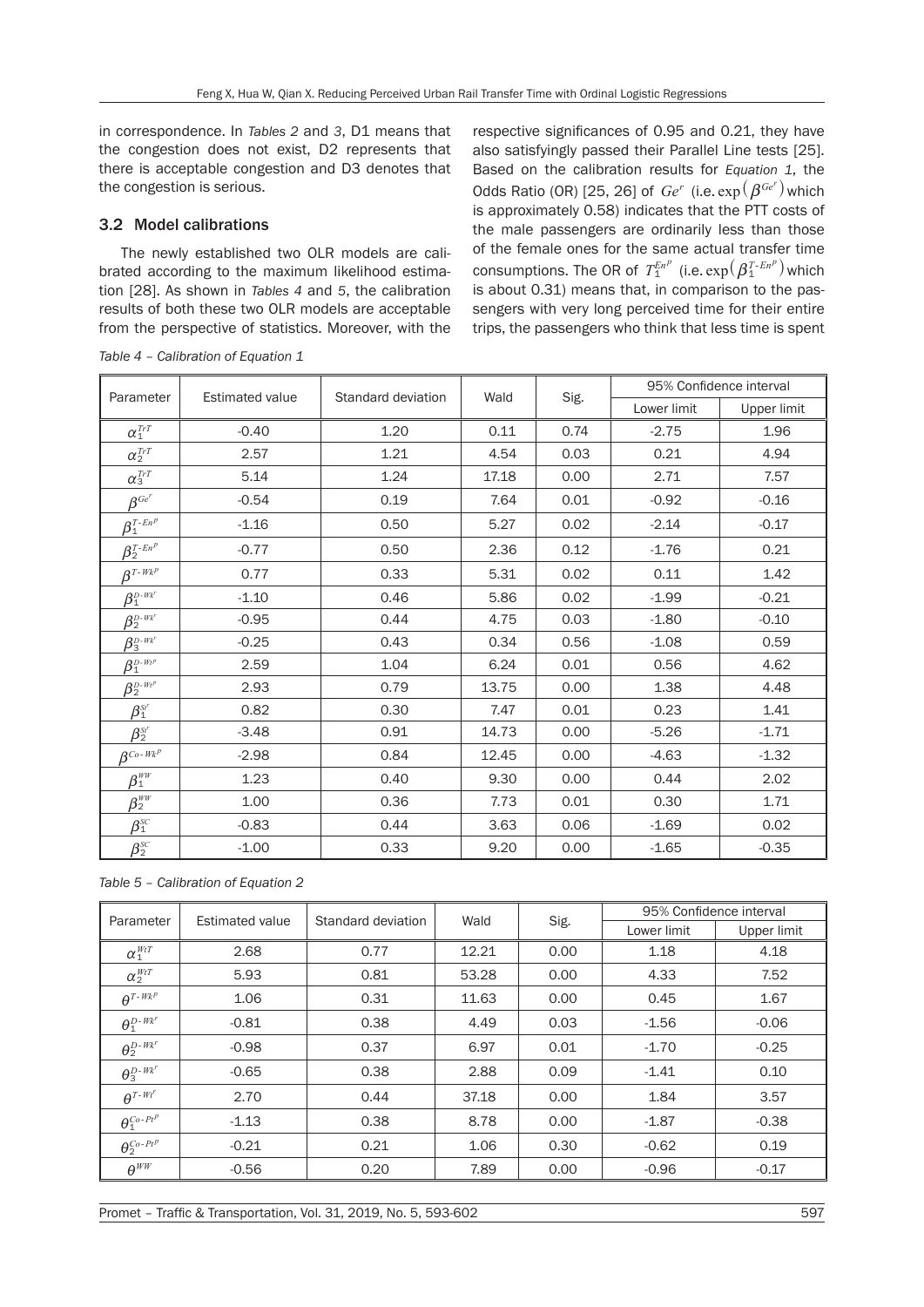in correspondence. In *Tables 2* and *3*, D1 means that the congestion does not exist, D2 represents that there is acceptable congestion and D3 denotes that the congestion is serious.

### 3.2 Model calibrations

The newly established two OLR models are calibrated according to the maximum likelihood estimation [28]. As shown in *Tables 4* and *5*, the calibration results of both these two OLR models are acceptable from the perspective of statistics. Moreover, with the respective significances of 0.95 and 0.21, they have also satisfyingly passed their Parallel Line tests [25]. Based on the calibration results for *Equation 1*, the Odds Ratio (OR) [25, 26] of $Ge^r$ (i.e. $\exp\left(\beta^{Ge^r}\right)$ which is approximately 0.58) indicates that the PTT costs of the male passengers are ordinarily less than those of the female ones for the same actual transfer time consumptions. The OR of $T_1^{En^p}$ (i.e. $\exp\left(\beta_1^{T\text{-}En^p}\right)$ which is about 0.31) means that, in comparison to the passengers with very long perceived time for their entire trips, the passengers who think that less time is spent

*Table 4 – Calibration of Equation 1*

| Parameter | Estimated value | Standard deviation | Wald | Sig. | 95% Confidence interval | |
|---|---|---|---|---|---|---|
| | | | | | Lower limit | Upper limit |
| $\alpha_1^{TrT}$ | -0.40 | 1.20 | 0.11 | 0.74 | -2.75 | 1.96 |
| $\alpha_2^{TrT}$ | 2.57 | 1.21 | 4.54 | 0.03 | 0.21 | 4.94 |
| $\alpha_3^{TrT}$ | 5.14 | 1.24 | 17.18 | 0.00 | 2.71 | 7.57 |
| $\beta^{Ge^r}$ | -0.54 | 0.19 | 7.64 | 0.01 | -0.92 | -0.16 |
| $\beta_1^{T\text{-}En^p}$ | -1.16 | 0.50 | 5.27 | 0.02 | -2.14 | -0.17 |
| $\beta_2^{T\text{-}En^p}$ | -0.77 | 0.50 | 2.36 | 0.12 | -1.76 | 0.21 |
| $\beta^{T\text{-}Wk^p}$ | 0.77 | 0.33 | 5.31 | 0.02 | 0.11 | 1.42 |
| $\beta_1^{D\text{-}Wk^r}$ | -1.10 | 0.46 | 5.86 | 0.02 | -1.99 | -0.21 |
| $\beta_2^{D\text{-}Wk^r}$ | -0.95 | 0.44 | 4.75 | 0.03 | -1.80 | -0.10 |
| $\beta_3^{D\text{-}Wk^r}$ | -0.25 | 0.43 | 0.34 | 0.56 | -1.08 | 0.59 |
| $\beta_1^{D\text{-}Wt^p}$ | 2.59 | 1.04 | 6.24 | 0.01 | 0.56 | 4.62 |
| $\beta_2^{D\text{-}Wt^p}$ | 2.93 | 0.79 | 13.75 | 0.00 | 1.38 | 4.48 |
| $\beta_1^{St^r}$ | 0.82 | 0.30 | 7.47 | 0.01 | 0.23 | 1.41 |
| $\beta_2^{St^r}$ | -3.48 | 0.91 | 14.73 | 0.00 | -5.26 | -1.71 |
| $\beta^{Co\text{-}Wk^p}$ | -2.98 | 0.84 | 12.45 | 0.00 | -4.63 | -1.32 |
| $\beta_1^{WW}$ | 1.23 | 0.40 | 9.30 | 0.00 | 0.44 | 2.02 |
| $\beta_2^{WW}$ | 1.00 | 0.36 | 7.73 | 0.01 | 0.30 | 1.71 |
| $\beta_1^{SC}$ | -0.83 | 0.44 | 3.63 | 0.06 | -1.69 | 0.02 |
| $\beta_2^{SC}$ | -1.00 | 0.33 | 9.20 | 0.00 | -1.65 | -0.35 |

*Table 5 – Calibration of Equation 2*

| Parameter | Estimated value | Standard deviation | Wald | Sig. | 95% Confidence interval | |
|---|---|---|---|---|---|---|
| | | | | | Lower limit | Upper limit |
| $\alpha_1^{WtT}$ | 2.68 | 0.77 | 12.21 | 0.00 | 1.18 | 4.18 |
| $\alpha_2^{WtT}$ | 5.93 | 0.81 | 53.28 | 0.00 | 4.33 | 7.52 |
| $\theta^{T\text{-}Wk^p}$ | 1.06 | 0.31 | 11.63 | 0.00 | 0.45 | 1.67 |
| $\theta_1^{D\text{-}Wk^r}$ | -0.81 | 0.38 | 4.49 | 0.03 | -1.56 | -0.06 |
| $\theta_2^{D\text{-}Wk^r}$ | -0.98 | 0.37 | 6.97 | 0.01 | -1.70 | -0.25 |
| $\theta_3^{D\text{-}Wk^r}$ | -0.65 | 0.38 | 2.88 | 0.09 | -1.41 | 0.10 |
| $\theta^{T\text{-}Wt^r}$ | 2.70 | 0.44 | 37.18 | 0.00 | 1.84 | 3.57 |
| $\theta_1^{Co\text{-}Pt^p}$ | -1.13 | 0.38 | 8.78 | 0.00 | -1.87 | -0.38 |
| $\theta_2^{Co\text{-}Pt^p}$ | -0.21 | 0.21 | 1.06 | 0.30 | -0.62 | 0.19 |
| $\theta^{WW}$ | -0.56 | 0.20 | 7.89 | 0.00 | -0.96 | -0.17 |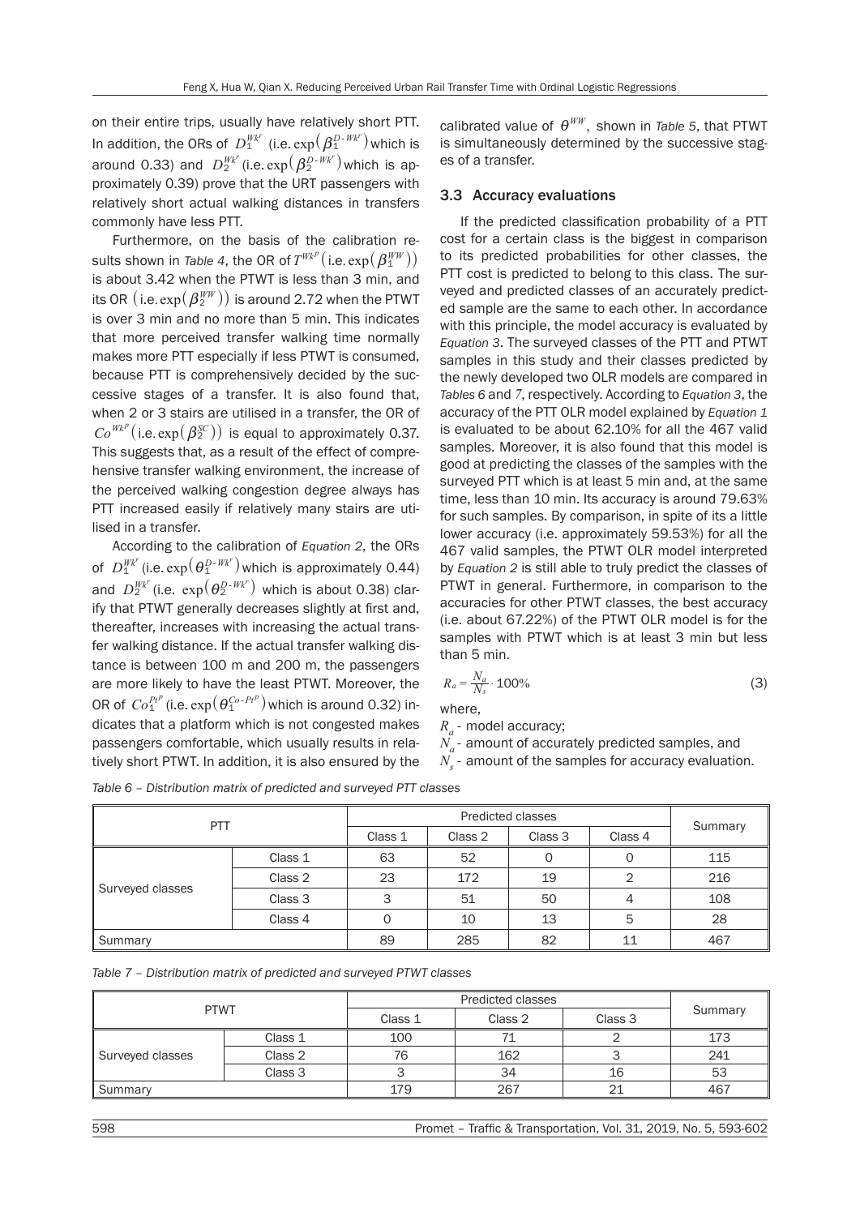on their entire trips, usually have relatively short PTT. In addition, the ORs of $D_1^{Wk^r}$ (i.e. $\exp(\beta_1^{D\text{-}Wk^r})$ which is around 0.33) and $D_2^{Wk^r}$ (i.e. $\exp(\beta_2^{D\text{-}Wk^r})$ which is approximately 0.39) prove that the URT passengers with relatively short actual walking distances in transfers commonly have less PTT.

Furthermore, on the basis of the calibration results shown in *Table 4*, the OR of $T^{Wk^p}$ (i.e. $\exp(\beta_1^{WW})$) is about 3.42 when the PTWT is less than 3 min, and its OR (i.e. $\exp(\beta_2^{WW})$) is around 2.72 when the PTWT is over 3 min and no more than 5 min. This indicates that more perceived transfer walking time normally makes more PTT especially if less PTWT is consumed, because PTT is comprehensively decided by the successive stages of a transfer. It is also found that, when 2 or 3 stairs are utilised in a transfer, the OR of $Co^{Wk^p}$ (i.e. $\exp(\beta_2^{SC})$) is equal to approximately 0.37. This suggests that, as a result of the effect of comprehensive transfer walking environment, the increase of the perceived walking congestion degree always has PTT increased easily if relatively many stairs are utilised in a transfer.

According to the calibration of *Equation 2*, the ORs of $D_1^{Wk^r}$ (i.e. $\exp(\theta_1^{D\text{-}Wk^r})$ which is approximately 0.44) and $D_2^{Wk^r}$ (i.e. $\exp(\theta_2^{D\text{-}Wk^r})$ which is about 0.38) clarify that PTWT generally decreases slightly at first and, thereafter, increases with increasing the actual transfer walking distance. If the actual transfer walking distance is between 100 m and 200 m, the passengers are more likely to have the least PTWT. Moreover, the OR of $Co_1^{Pt^p}$ (i.e. $\exp(\theta_1^{Co\text{-}Pt^p})$ which is around 0.32) indicates that a platform which is not congested makes passengers comfortable, which usually results in relatively short PTWT. In addition, it is also ensured by the calibrated value of $\theta^{WW}$, shown in *Table 5*, that PTWT is simultaneously determined by the successive stages of a transfer.

### 3.3 Accuracy evaluations

If the predicted classification probability of a PTT cost for a certain class is the biggest in comparison to its predicted probabilities for other classes, the PTT cost is predicted to belong to this class. The surveyed and predicted classes of an accurately predicted sample are the same to each other. In accordance with this principle, the model accuracy is evaluated by *Equation 3*. The surveyed classes of the PTT and PTWT samples in this study and their classes predicted by the newly developed two OLR models are compared in *Tables 6* and *7*, respectively. According to *Equation 3*, the accuracy of the PTT OLR model explained by *Equation 1* is evaluated to be about 62.10% for all the 467 valid samples. Moreover, it is also found that this model is good at predicting the classes of the samples with the surveyed PTT which is at least 5 min and, at the same time, less than 10 min. Its accuracy is around 79.63% for such samples. By comparison, in spite of its a little lower accuracy (i.e. approximately 59.53%) for all the 467 valid samples, the PTWT OLR model interpreted by *Equation 2* is still able to truly predict the classes of PTWT in general. Furthermore, in comparison to the accuracies for other PTWT classes, the best accuracy (i.e. about 67.22%) of the PTWT OLR model is for the samples with PTWT which is at least 3 min but less than 5 min.

$$R_a = \frac{N_a}{N_s} \cdot 100\% \tag{3}$$

where,

$R_a$ - model accuracy;

$N_a$ - amount of accurately predicted samples, and

$N_s$ - amount of the samples for accuracy evaluation.

*Table 6 – Distribution matrix of predicted and surveyed PTT classes*

| PTT | | Predicted classes | | | | Summary |
|---|---|---|---|---|---|---|
| | | Class 1 | Class 2 | Class 3 | Class 4 | |
| Surveyed classes | Class 1 | 63 | 52 | 0 | 0 | 115 |
| | Class 2 | 23 | 172 | 19 | 2 | 216 |
| | Class 3 | 3 | 51 | 50 | 4 | 108 |
| | Class 4 | 0 | 10 | 13 | 5 | 28 |
| Summary | | 89 | 285 | 82 | 11 | 467 |

*Table 7 – Distribution matrix of predicted and surveyed PTWT classes*

| PTWT | | Predicted classes | | | Summary |
|---|---|---|---|---|---|
| | | Class 1 | Class 2 | Class 3 | |
| Surveyed classes | Class 1 | 100 | 71 | 2 | 173 |
| | Class 2 | 76 | 162 | 3 | 241 |
| | Class 3 | 3 | 34 | 16 | 53 |
| Summary | | 179 | 267 | 21 | 467 |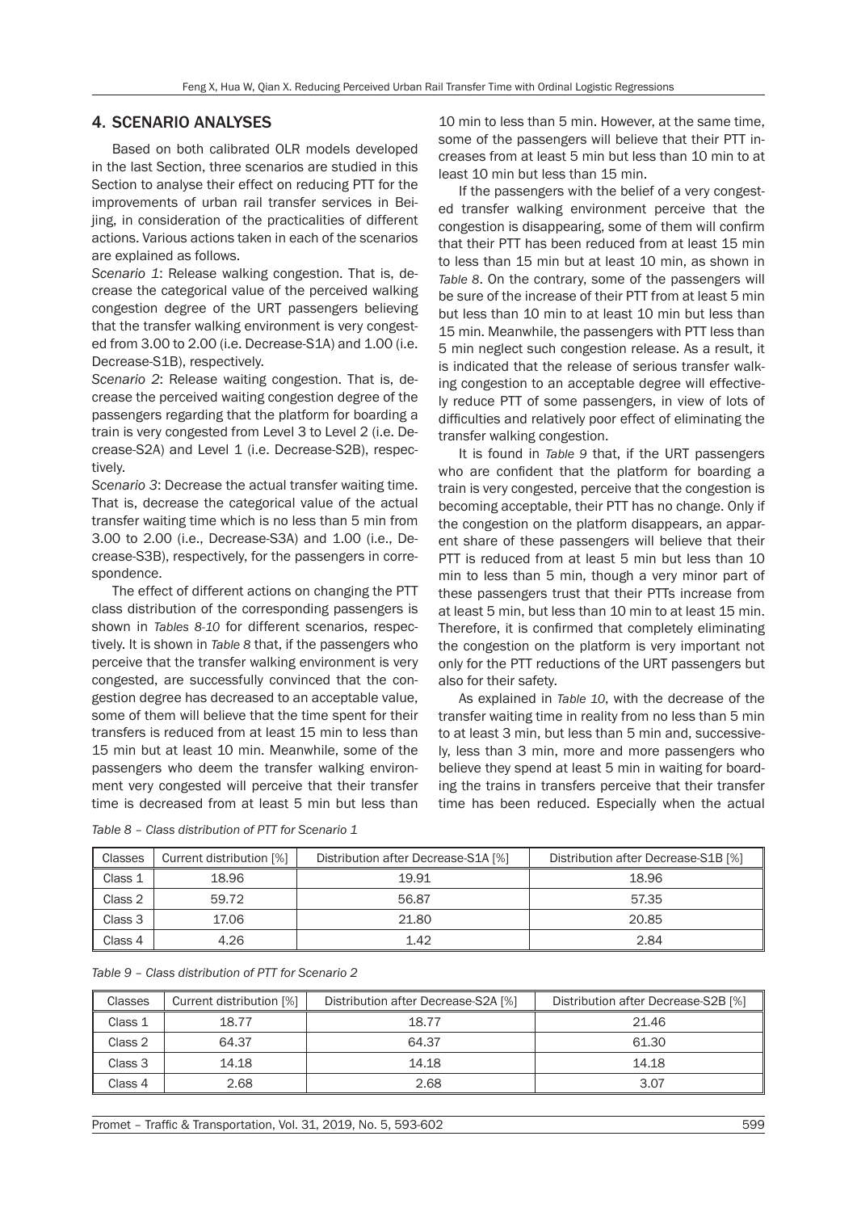## 4. SCENARIO ANALYSES

Based on both calibrated OLR models developed in the last Section, three scenarios are studied in this Section to analyse their effect on reducing PTT for the improvements of urban rail transfer services in Beijing, in consideration of the practicalities of different actions. Various actions taken in each of the scenarios are explained as follows.

*Scenario 1*: Release walking congestion. That is, decrease the categorical value of the perceived walking congestion degree of the URT passengers believing that the transfer walking environment is very congested from 3.00 to 2.00 (i.e. Decrease-S1A) and 1.00 (i.e. Decrease-S1B), respectively.

*Scenario 2*: Release waiting congestion. That is, decrease the perceived waiting congestion degree of the passengers regarding that the platform for boarding a train is very congested from Level 3 to Level 2 (i.e. Decrease-S2A) and Level 1 (i.e. Decrease-S2B), respectively.

*Scenario 3*: Decrease the actual transfer waiting time. That is, decrease the categorical value of the actual transfer waiting time which is no less than 5 min from 3.00 to 2.00 (i.e., Decrease-S3A) and 1.00 (i.e., Decrease-S3B), respectively, for the passengers in correspondence.

The effect of different actions on changing the PTT class distribution of the corresponding passengers is shown in *Tables 8-10* for different scenarios, respectively. It is shown in *Table 8* that, if the passengers who perceive that the transfer walking environment is very congested, are successfully convinced that the congestion degree has decreased to an acceptable value, some of them will believe that the time spent for their transfers is reduced from at least 15 min to less than 15 min but at least 10 min. Meanwhile, some of the passengers who deem the transfer walking environment very congested will perceive that their transfer time is decreased from at least 5 min but less than 10 min to less than 5 min. However, at the same time, some of the passengers will believe that their PTT increases from at least 5 min but less than 10 min to at least 10 min but less than 15 min.

If the passengers with the belief of a very congested transfer walking environment perceive that the congestion is disappearing, some of them will confirm that their PTT has been reduced from at least 15 min to less than 15 min but at least 10 min, as shown in *Table 8*. On the contrary, some of the passengers will be sure of the increase of their PTT from at least 5 min but less than 10 min to at least 10 min but less than 15 min. Meanwhile, the passengers with PTT less than 5 min neglect such congestion release. As a result, it is indicated that the release of serious transfer walking congestion to an acceptable degree will effectively reduce PTT of some passengers, in view of lots of difficulties and relatively poor effect of eliminating the transfer walking congestion.

It is found in *Table 9* that, if the URT passengers who are confident that the platform for boarding a train is very congested, perceive that the congestion is becoming acceptable, their PTT has no change. Only if the congestion on the platform disappears, an apparent share of these passengers will believe that their PTT is reduced from at least 5 min but less than 10 min to less than 5 min, though a very minor part of these passengers trust that their PTTs increase from at least 5 min, but less than 10 min to at least 15 min. Therefore, it is confirmed that completely eliminating the congestion on the platform is very important not only for the PTT reductions of the URT passengers but also for their safety.

As explained in *Table 10*, with the decrease of the transfer waiting time in reality from no less than 5 min to at least 3 min, but less than 5 min and, successively, less than 3 min, more and more passengers who believe they spend at least 5 min in waiting for boarding the trains in transfers perceive that their transfer time has been reduced. Especially when the actual

*Table 8 – Class distribution of PTT for Scenario 1*

| Classes | Current distribution [%] | Distribution after Decrease-S1A [%] | Distribution after Decrease-S1B [%] |
|---|---|---|---|
| Class 1 | 18.96 | 19.91 | 18.96 |
| Class 2 | 59.72 | 56.87 | 57.35 |
| Class 3 | 17.06 | 21.80 | 20.85 |
| Class 4 | 4.26 | 1.42 | 2.84 |

*Table 9 – Class distribution of PTT for Scenario 2*

| Classes | Current distribution [%] | Distribution after Decrease-S2A [%] | Distribution after Decrease-S2B [%] |
|---|---|---|---|
| Class 1 | 18.77 | 18.77 | 21.46 |
| Class 2 | 64.37 | 64.37 | 61.30 |
| Class 3 | 14.18 | 14.18 | 14.18 |
| Class 4 | 2.68 | 2.68 | 3.07 |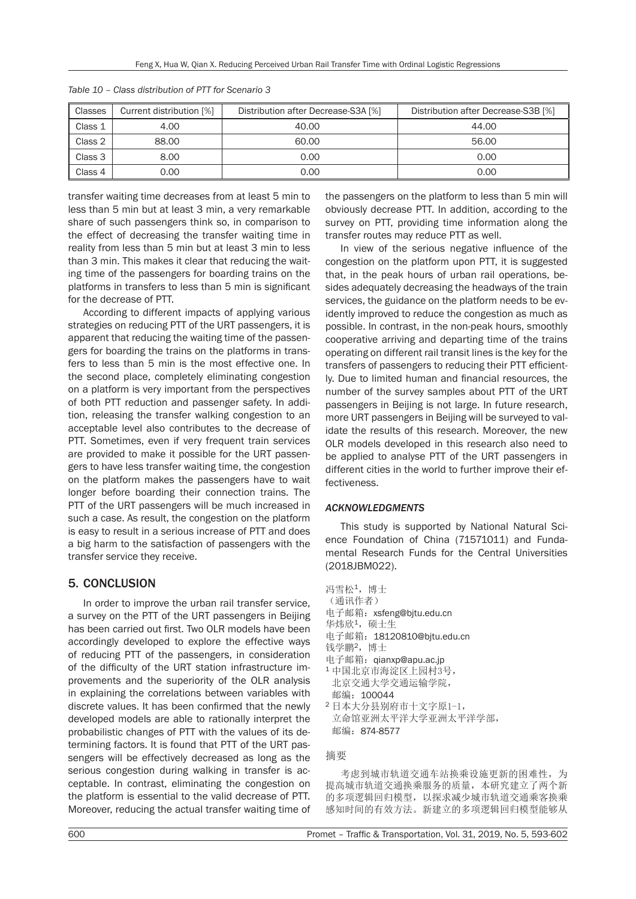*Table 10 – Class distribution of PTT for Scenario 3*

| Classes | Current distribution [%] | Distribution after Decrease-S3A [%] | Distribution after Decrease-S3B [%] |
|---|---|---|---|
| Class 1 | 4.00 | 40.00 | 44.00 |
| Class 2 | 88.00 | 60.00 | 56.00 |
| Class 3 | 8.00 | 0.00 | 0.00 |
| Class 4 | 0.00 | 0.00 | 0.00 |

transfer waiting time decreases from at least 5 min to less than 5 min but at least 3 min, a very remarkable share of such passengers think so, in comparison to the effect of decreasing the transfer waiting time in reality from less than 5 min but at least 3 min to less than 3 min. This makes it clear that reducing the waiting time of the passengers for boarding trains on the platforms in transfers to less than 5 min is significant for the decrease of PTT.

According to different impacts of applying various strategies on reducing PTT of the URT passengers, it is apparent that reducing the waiting time of the passengers for boarding the trains on the platforms in transfers to less than 5 min is the most effective one. In the second place, completely eliminating congestion on a platform is very important from the perspectives of both PTT reduction and passenger safety. In addition, releasing the transfer walking congestion to an acceptable level also contributes to the decrease of PTT. Sometimes, even if very frequent train services are provided to make it possible for the URT passengers to have less transfer waiting time, the congestion on the platform makes the passengers have to wait longer before boarding their connection trains. The PTT of the URT passengers will be much increased in such a case. As result, the congestion on the platform is easy to result in a serious increase of PTT and does a big harm to the satisfaction of passengers with the transfer service they receive.

## 5. CONCLUSION

In order to improve the urban rail transfer service, a survey on the PTT of the URT passengers in Beijing has been carried out first. Two OLR models have been accordingly developed to explore the effective ways of reducing PTT of the passengers, in consideration of the difficulty of the URT station infrastructure improvements and the superiority of the OLR analysis in explaining the correlations between variables with discrete values. It has been confirmed that the newly developed models are able to rationally interpret the probabilistic changes of PTT with the values of its determining factors. It is found that PTT of the URT passengers will be effectively decreased as long as the serious congestion during walking in transfer is acceptable. In contrast, eliminating the congestion on the platform is essential to the valid decrease of PTT. Moreover, reducing the actual transfer waiting time of the passengers on the platform to less than 5 min will obviously decrease PTT. In addition, according to the survey on PTT, providing time information along the transfer routes may reduce PTT as well.

In view of the serious negative influence of the congestion on the platform upon PTT, it is suggested that, in the peak hours of urban rail operations, besides adequately decreasing the headways of the train services, the guidance on the platform needs to be evidently improved to reduce the congestion as much as possible. In contrast, in the non-peak hours, smoothly cooperative arriving and departing time of the trains operating on different rail transit lines is the key for the transfers of passengers to reducing their PTT efficiently. Due to limited human and financial resources, the number of the survey samples about PTT of the URT passengers in Beijing is not large. In future research, more URT passengers in Beijing will be surveyed to validate the results of this research. Moreover, the new OLR models developed in this research also need to be applied to analyse PTT of the URT passengers in different cities in the world to further improve their effectiveness.

### *ACKNOWLEDGMENTS*

This study is supported by National Natural Science Foundation of China (71571011) and Fundamental Research Funds for the Central Universities (2018JBM022).

冯雪松[1]，博士
（通讯作者）
电子邮箱：xsfeng@bjtu.edu.cn
华炜欣[1]，硕士生
电子邮箱：18120810@bjtu.edu.cn
钱学鹏[2]，博士
电子邮箱：qianxp@apu.ac.jp
[1] 中国北京市海淀区上园村3号，
北京交通大学交通运输学院，
邮编：100044
[2] 日本大分县别府市十文字原1-1，
立命馆亚洲太平洋大学亚洲太平洋学部，
邮编：874-8577

摘要

考虑到城市轨道交通车站换乘设施更新的困难性，为提高城市轨道交通换乘服务的质量，本研究建立了两个新的多项逻辑回归模型，以探求减少城市轨道交通乘客换乘感知时间的有效方法。新建立的多项逻辑回归模型能够从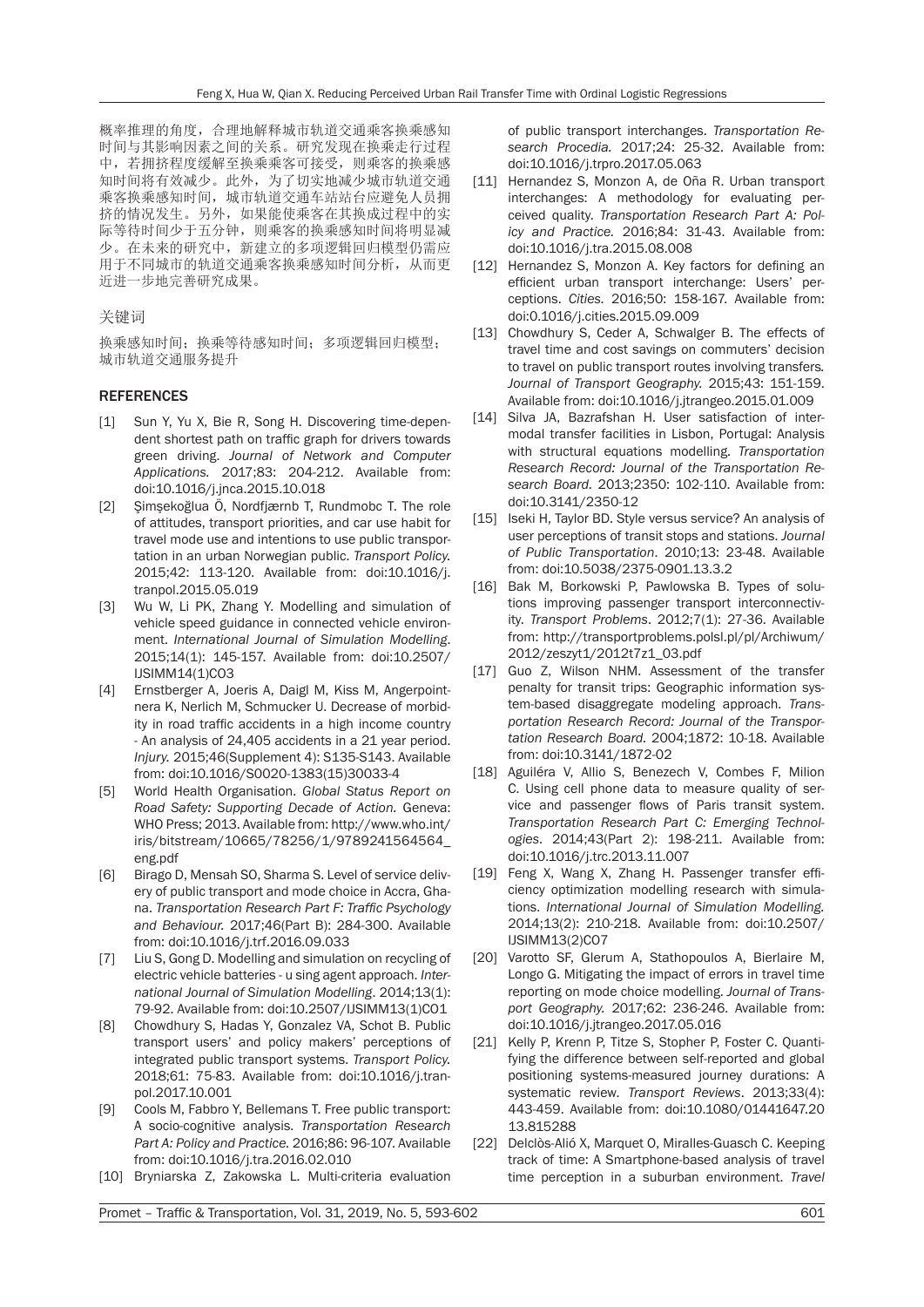概率推理的角度，合理地解释城市轨道交通乘客换乘感知时间与其影响因素之间的关系。研究发现在换乘走行过程中，若拥挤程度缓解至换乘乘客可接受，则乘客的换乘感知时间将有效减少。此外，为了切实地减少城市轨道交通乘客换乘感知时间，城市轨道交通车站站台应避免人员拥挤的情况发生。另外，如果能使乘客在其换成过程中的实际等待时间少于五分钟，则乘客的换乘感知时间将明显减少。在未来的研究中，新建立的多项逻辑回归模型仍需应用于不同城市的轨道交通乘客换乘感知时间分析，从而更近进一步地完善研究成果。

关键词

换乘感知时间；换乘等待感知时间；多项逻辑回归模型；城市轨道交通服务提升

## REFERENCES

[1] Sun Y, Yu X, Bie R, Song H. Discovering time-dependent shortest path on traffic graph for drivers towards green driving. *Journal of Network and Computer Applications.* 2017;83: 204-212. Available from: doi:10.1016/j.jnca.2015.10.018

[2] Şimşekoğlua Ö, Nordfjærnb T, Rundmobc T. The role of attitudes, transport priorities, and car use habit for travel mode use and intentions to use public transportation in an urban Norwegian public. *Transport Policy.* 2015;42: 113-120. Available from: doi:10.1016/j.tranpol.2015.05.019

[3] Wu W, Li PK, Zhang Y. Modelling and simulation of vehicle speed guidance in connected vehicle environment. *International Journal of Simulation Modelling*. 2015;14(1): 145-157. Available from: doi:10.2507/IJSIMM14(1)CO3

[4] Ernstberger A, Joeris A, Daigl M, Kiss M, Angerpointnera K, Nerlich M, Schmucker U. Decrease of morbidity in road traffic accidents in a high income country - An analysis of 24,405 accidents in a 21 year period. *Injury.* 2015;46(Supplement 4): S135-S143. Available from: doi:10.1016/S0020-1383(15)30033-4

[5] World Health Organisation. *Global Status Report on Road Safety: Supporting Decade of Action.* Geneva: WHO Press; 2013. Available from: http://www.who.int/iris/bitstream/10665/78256/1/9789241564564_eng.pdf

[6] Birago D, Mensah SO, Sharma S. Level of service delivery of public transport and mode choice in Accra, Ghana. *Transportation Research Part F: Traffic Psychology and Behaviour.* 2017;46(Part B): 284-300. Available from: doi:10.1016/j.trf.2016.09.033

[7] Liu S, Gong D. Modelling and simulation on recycling of electric vehicle batteries - u sing agent approach. *International Journal of Simulation Modelling*. 2014;13(1): 79-92. Available from: doi:10.2507/IJSIMM13(1)CO1

[8] Chowdhury S, Hadas Y, Gonzalez VA, Schot B. Public transport users' and policy makers' perceptions of integrated public transport systems. *Transport Policy.* 2018;61: 75-83. Available from: doi:10.1016/j.tranpol.2017.10.001

[9] Cools M, Fabbro Y, Bellemans T. Free public transport: A socio-cognitive analysis. *Transportation Research Part A: Policy and Practice.* 2016;86: 96-107. Available from: doi:10.1016/j.tra.2016.02.010

[10] Bryniarska Z, Zakowska L. Multi-criteria evaluation of public transport interchanges. *Transportation Research Procedia.* 2017;24: 25-32. Available from: doi:10.1016/j.trpro.2017.05.063

[11] Hernandez S, Monzon A, de Oña R. Urban transport interchanges: A methodology for evaluating perceived quality. *Transportation Research Part A: Policy and Practice.* 2016;84: 31-43. Available from: doi:10.1016/j.tra.2015.08.008

[12] Hernandez S, Monzon A. Key factors for defining an efficient urban transport interchange: Users' perceptions. *Cities.* 2016;50: 158-167. Available from: doi:0.1016/j.cities.2015.09.009

[13] Chowdhury S, Ceder A, Schwalger B. The effects of travel time and cost savings on commuters' decision to travel on public transport routes involving transfers. *Journal of Transport Geography.* 2015;43: 151-159. Available from: doi:10.1016/j.jtrangeo.2015.01.009

[14] Silva JA, Bazrafshan H. User satisfaction of intermodal transfer facilities in Lisbon, Portugal: Analysis with structural equations modelling. *Transportation Research Record: Journal of the Transportation Research Board.* 2013;2350: 102-110. Available from: doi:10.3141/2350-12

[15] Iseki H, Taylor BD. Style versus service? An analysis of user perceptions of transit stops and stations. *Journal of Public Transportation*. 2010;13: 23-48. Available from: doi:10.5038/2375-0901.13.3.2

[16] Bak M, Borkowski P, Pawlowska B. Types of solutions improving passenger transport interconnectivity. *Transport Problems*. 2012;7(1): 27-36. Available from: http://transportproblems.polsl.pl/pl/Archiwum/2012/zeszyt1/2012t7z1_03.pdf

[17] Guo Z, Wilson NHM. Assessment of the transfer penalty for transit trips: Geographic information system-based disaggregate modeling approach. *Transportation Research Record: Journal of the Transportation Research Board*. 2004;1872: 10-18. Available from: doi:10.3141/1872-02

[18] Aguiléra V, Allio S, Benezech V, Combes F, Milion C. Using cell phone data to measure quality of service and passenger flows of Paris transit system. *Transportation Research Part C: Emerging Technologies*. 2014;43(Part 2): 198-211. Available from: doi:10.1016/j.trc.2013.11.007

[19] Feng X, Wang X, Zhang H. Passenger transfer efficiency optimization modelling research with simulations. *International Journal of Simulation Modelling.* 2014;13(2): 210-218. Available from: doi:10.2507/IJSIMM13(2)CO7

[20] Varotto SF, Glerum A, Stathopoulos A, Bierlaire M, Longo G. Mitigating the impact of errors in travel time reporting on mode choice modelling. *Journal of Transport Geography.* 2017;62: 236-246. Available from: doi:10.1016/j.jtrangeo.2017.05.016

[21] Kelly P, Krenn P, Titze S, Stopher P, Foster C. Quantifying the difference between self-reported and global positioning systems-measured journey durations: A systematic review. *Transport Reviews*. 2013;33(4): 443-459. Available from: doi:10.1080/01441647.2013.815288

[22] Delclòs-Alió X, Marquet O, Miralles-Guasch C. Keeping track of time: A Smartphone-based analysis of travel time perception in a suburban environment. *Travel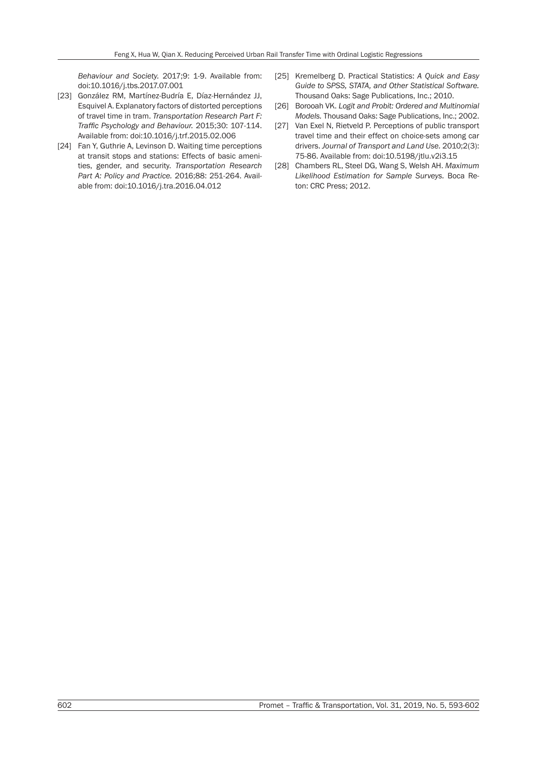*Behaviour and Society.* 2017;9: 1-9. Available from: doi:10.1016/j.tbs.2017.07.001

[23] González RM, Martínez-Budría E, Díaz-Hernández JJ, Esquivel A. Explanatory factors of distorted perceptions of travel time in tram. *Transportation Research Part F: Traffic Psychology and Behaviour.* 2015;30: 107-114. Available from: doi:10.1016/j.trf.2015.02.006

[24] Fan Y, Guthrie A, Levinson D. Waiting time perceptions at transit stops and stations: Effects of basic amenities, gender, and security. *Transportation Research Part A: Policy and Practice.* 2016;88: 251-264. Available from: doi:10.1016/j.tra.2016.04.012

[25] Kremelberg D. Practical Statistics: *A Quick and Easy Guide to SPSS, STATA, and Other Statistical Software.* Thousand Oaks: Sage Publications, Inc.; 2010.

[26] Borooah VK. *Logit and Probit: Ordered and Multinomial Models.* Thousand Oaks: Sage Publications, Inc.; 2002.

[27] Van Exel N, Rietveld P. Perceptions of public transport travel time and their effect on choice-sets among car drivers. *Journal of Transport and Land Use.* 2010;2(3): 75-86. Available from: doi:10.5198/jtlu.v2i3.15

[28] Chambers RL, Steel DG, Wang S, Welsh AH. *Maximum Likelihood Estimation for Sample Surveys.* Boca Reton: CRC Press; 2012.